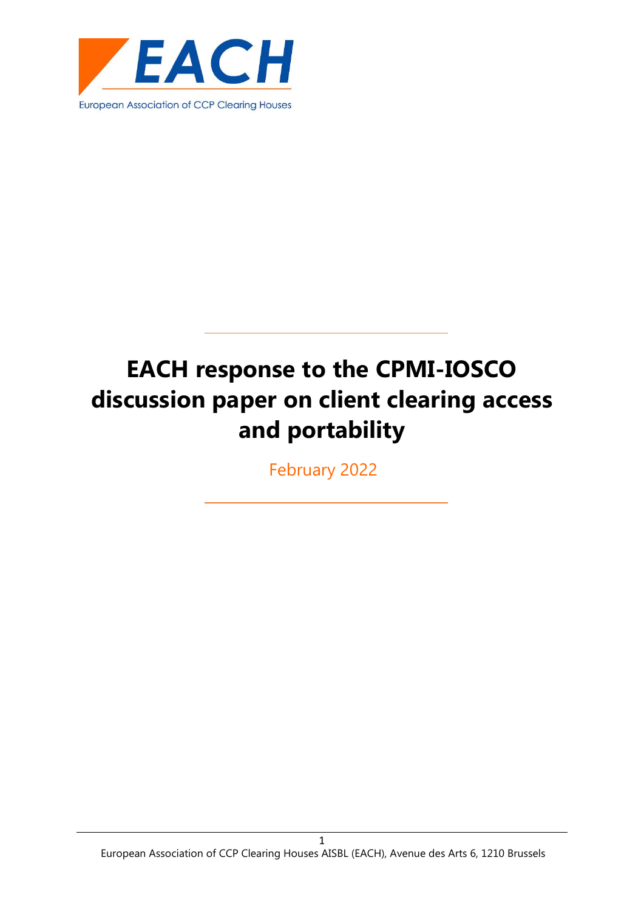EACH

European Association of CCP Clearing Houses

# EACH response to the CPMI-IOSCO discussion paper on client clearing access and portability

February 2022

European Association of CCP Clearing Houses AISBL (EACH), Avenue des Arts 6, 1210 Brussels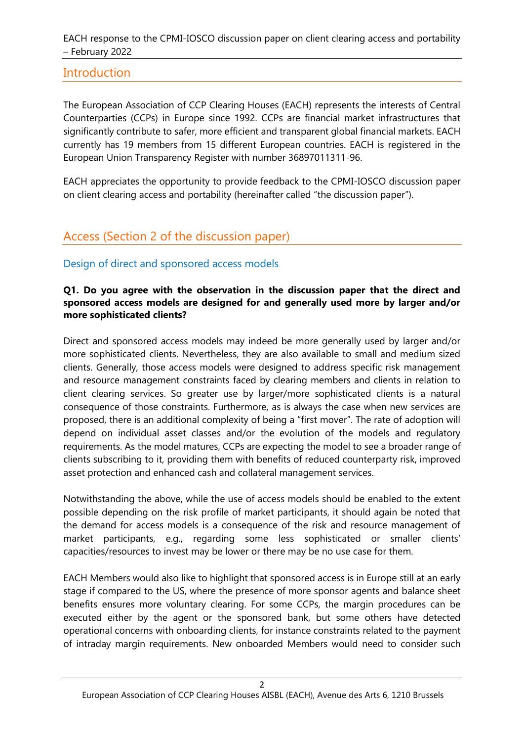## Introduction

The European Association of CCP Clearing Houses (EACH) represents the interests of Central Counterparties (CCPs) in Europe since 1992. CCPs are financial market infrastructures that significantly contribute to safer, more efficient and transparent global financial markets. EACH currently has 19 members from 15 different European countries. EACH is registered in the European Union Transparency Register with number 36897011311-96.

EACH appreciates the opportunity to provide feedback to the CPMI-IOSCO discussion paper on client clearing access and portability (hereinafter called "the discussion paper").

## Access (Section 2 of the discussion paper)

### Design of direct and sponsored access models

**Q1. Do you agree with the observation in the discussion paper that the direct and sponsored access models are designed for and generally used more by larger and/or more sophisticated clients?**

Direct and sponsored access models may indeed be more generally used by larger and/or more sophisticated clients. Nevertheless, they are also available to small and medium sized clients. Generally, those access models were designed to address specific risk management and resource management constraints faced by clearing members and clients in relation to client clearing services. So greater use by larger/more sophisticated clients is a natural consequence of those constraints. Furthermore, as is always the case when new services are proposed, there is an additional complexity of being a "first mover". The rate of adoption will depend on individual asset classes and/or the evolution of the models and regulatory requirements. As the model matures, CCPs are expecting the model to see a broader range of clients subscribing to it, providing them with benefits of reduced counterparty risk, improved asset protection and enhanced cash and collateral management services.

Notwithstanding the above, while the use of access models should be enabled to the extent possible depending on the risk profile of market participants, it should again be noted that the demand for access models is a consequence of the risk and resource management of market participants, e.g., regarding some less sophisticated or smaller clients' capacities/resources to invest may be lower or there may be no use case for them.

EACH Members would also like to highlight that sponsored access is in Europe still at an early stage if compared to the US, where the presence of more sponsor agents and balance sheet benefits ensures more voluntary clearing. For some CCPs, the margin procedures can be executed either by the agent or the sponsored bank, but some others have detected operational concerns with onboarding clients, for instance constraints related to the payment of intraday margin requirements. New onboarded Members would need to consider such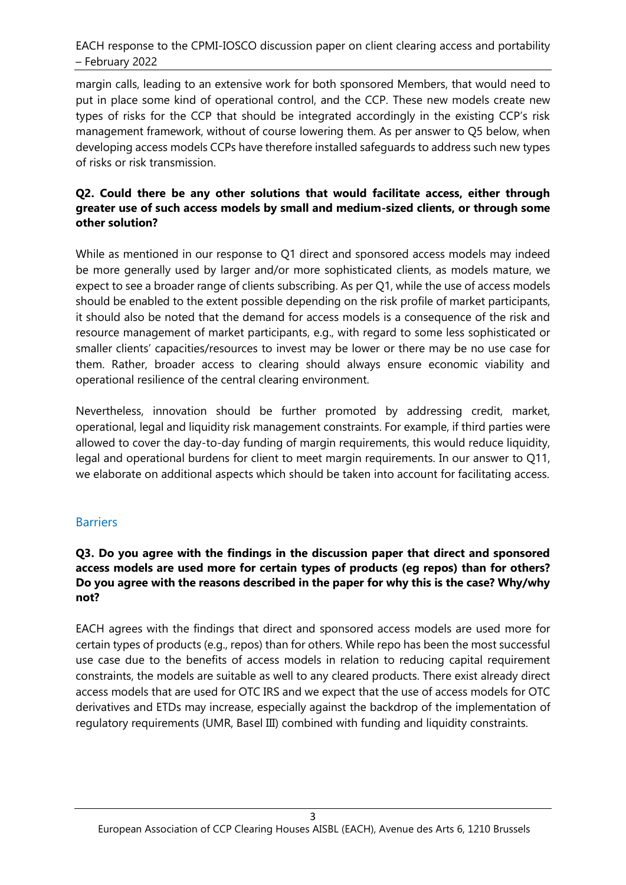margin calls, leading to an extensive work for both sponsored Members, that would need to put in place some kind of operational control, and the CCP. These new models create new types of risks for the CCP that should be integrated accordingly in the existing CCP's risk management framework, without of course lowering them. As per answer to Q5 below, when developing access models CCPs have therefore installed safeguards to address such new types of risks or risk transmission.

**Q2. Could there be any other solutions that would facilitate access, either through greater use of such access models by small and medium-sized clients, or through some other solution?**

While as mentioned in our response to Q1 direct and sponsored access models may indeed be more generally used by larger and/or more sophisticated clients, as models mature, we expect to see a broader range of clients subscribing. As per Q1, while the use of access models should be enabled to the extent possible depending on the risk profile of market participants, it should also be noted that the demand for access models is a consequence of the risk and resource management of market participants, e.g., with regard to some less sophisticated or smaller clients' capacities/resources to invest may be lower or there may be no use case for them. Rather, broader access to clearing should always ensure economic viability and operational resilience of the central clearing environment.

Nevertheless, innovation should be further promoted by addressing credit, market, operational, legal and liquidity risk management constraints. For example, if third parties were allowed to cover the day-to-day funding of margin requirements, this would reduce liquidity, legal and operational burdens for client to meet margin requirements. In our answer to Q11, we elaborate on additional aspects which should be taken into account for facilitating access.

## Barriers

**Q3. Do you agree with the findings in the discussion paper that direct and sponsored access models are used more for certain types of products (eg repos) than for others? Do you agree with the reasons described in the paper for why this is the case? Why/why not?**

EACH agrees with the findings that direct and sponsored access models are used more for certain types of products (e.g., repos) than for others. While repo has been the most successful use case due to the benefits of access models in relation to reducing capital requirement constraints, the models are suitable as well to any cleared products. There exist already direct access models that are used for OTC IRS and we expect that the use of access models for OTC derivatives and ETDs may increase, especially against the backdrop of the implementation of regulatory requirements (UMR, Basel III) combined with funding and liquidity constraints.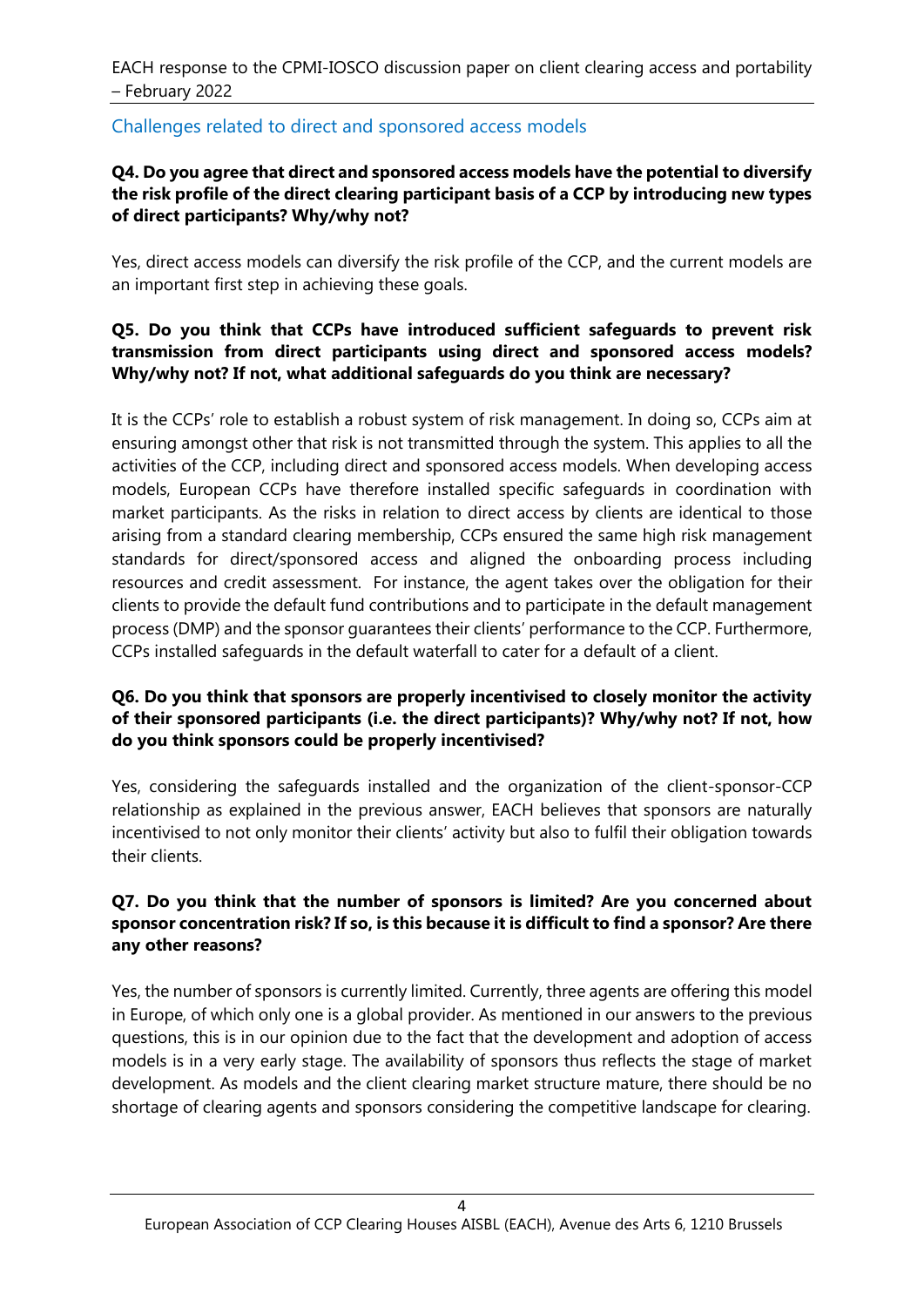## Challenges related to direct and sponsored access models

**Q4. Do you agree that direct and sponsored access models have the potential to diversify the risk profile of the direct clearing participant basis of a CCP by introducing new types of direct participants? Why/why not?**

Yes, direct access models can diversify the risk profile of the CCP, and the current models are an important first step in achieving these goals.

**Q5. Do you think that CCPs have introduced sufficient safeguards to prevent risk transmission from direct participants using direct and sponsored access models? Why/why not? If not, what additional safeguards do you think are necessary?**

It is the CCPs' role to establish a robust system of risk management. In doing so, CCPs aim at ensuring amongst other that risk is not transmitted through the system. This applies to all the activities of the CCP, including direct and sponsored access models. When developing access models, European CCPs have therefore installed specific safeguards in coordination with market participants. As the risks in relation to direct access by clients are identical to those arising from a standard clearing membership, CCPs ensured the same high risk management standards for direct/sponsored access and aligned the onboarding process including resources and credit assessment. For instance, the agent takes over the obligation for their clients to provide the default fund contributions and to participate in the default management process (DMP) and the sponsor guarantees their clients' performance to the CCP. Furthermore, CCPs installed safeguards in the default waterfall to cater for a default of a client.

**Q6. Do you think that sponsors are properly incentivised to closely monitor the activity of their sponsored participants (i.e. the direct participants)? Why/why not? If not, how do you think sponsors could be properly incentivised?**

Yes, considering the safeguards installed and the organization of the client-sponsor-CCP relationship as explained in the previous answer, EACH believes that sponsors are naturally incentivised to not only monitor their clients' activity but also to fulfil their obligation towards their clients.

**Q7. Do you think that the number of sponsors is limited? Are you concerned about sponsor concentration risk? If so, is this because it is difficult to find a sponsor? Are there any other reasons?**

Yes, the number of sponsors is currently limited. Currently, three agents are offering this model in Europe, of which only one is a global provider. As mentioned in our answers to the previous questions, this is in our opinion due to the fact that the development and adoption of access models is in a very early stage. The availability of sponsors thus reflects the stage of market development. As models and the client clearing market structure mature, there should be no shortage of clearing agents and sponsors considering the competitive landscape for clearing.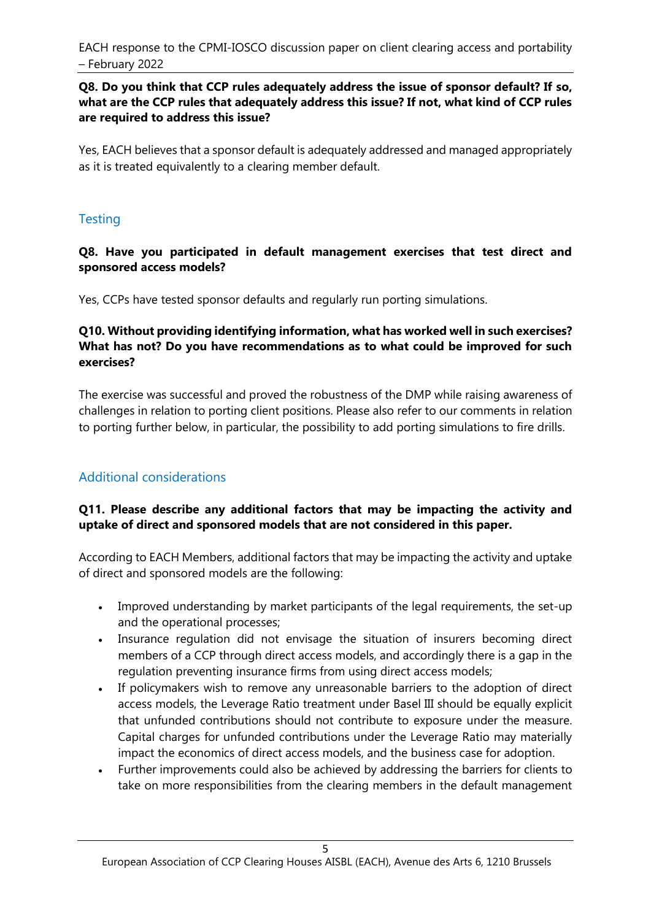**Q8. Do you think that CCP rules adequately address the issue of sponsor default? If so, what are the CCP rules that adequately address this issue? If not, what kind of CCP rules are required to address this issue?**

Yes, EACH believes that a sponsor default is adequately addressed and managed appropriately as it is treated equivalently to a clearing member default.

## Testing

**Q8. Have you participated in default management exercises that test direct and sponsored access models?**

Yes, CCPs have tested sponsor defaults and regularly run porting simulations.

**Q10. Without providing identifying information, what has worked well in such exercises? What has not? Do you have recommendations as to what could be improved for such exercises?**

The exercise was successful and proved the robustness of the DMP while raising awareness of challenges in relation to porting client positions. Please also refer to our comments in relation to porting further below, in particular, the possibility to add porting simulations to fire drills.

## Additional considerations

**Q11. Please describe any additional factors that may be impacting the activity and uptake of direct and sponsored models that are not considered in this paper.**

According to EACH Members, additional factors that may be impacting the activity and uptake of direct and sponsored models are the following:

- Improved understanding by market participants of the legal requirements, the set-up and the operational processes;
- Insurance regulation did not envisage the situation of insurers becoming direct members of a CCP through direct access models, and accordingly there is a gap in the regulation preventing insurance firms from using direct access models;
- If policymakers wish to remove any unreasonable barriers to the adoption of direct access models, the Leverage Ratio treatment under Basel III should be equally explicit that unfunded contributions should not contribute to exposure under the measure. Capital charges for unfunded contributions under the Leverage Ratio may materially impact the economics of direct access models, and the business case for adoption.
- Further improvements could also be achieved by addressing the barriers for clients to take on more responsibilities from the clearing members in the default management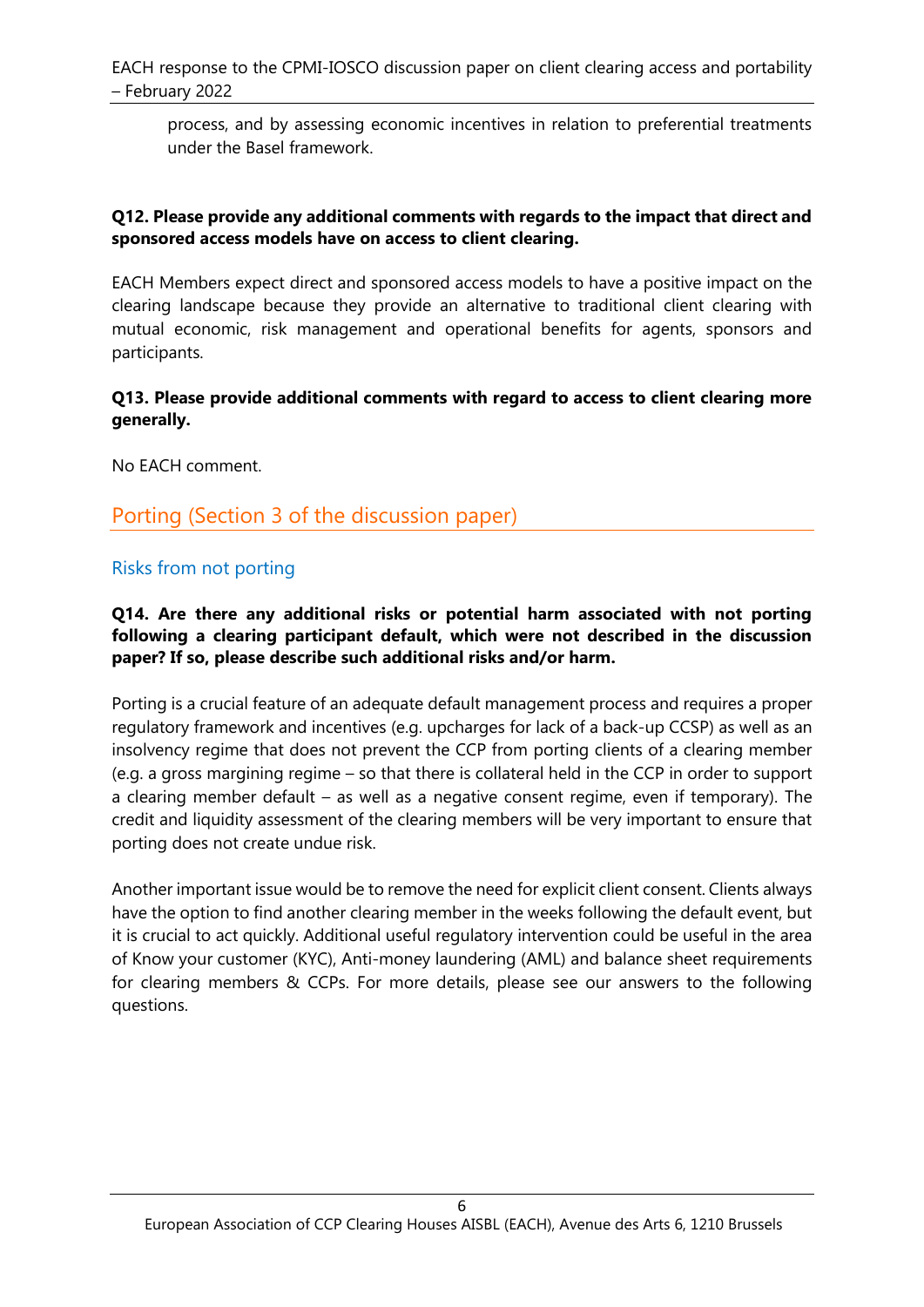process, and by assessing economic incentives in relation to preferential treatments under the Basel framework.

**Q12. Please provide any additional comments with regards to the impact that direct and sponsored access models have on access to client clearing.**

EACH Members expect direct and sponsored access models to have a positive impact on the clearing landscape because they provide an alternative to traditional client clearing with mutual economic, risk management and operational benefits for agents, sponsors and participants.

**Q13. Please provide additional comments with regard to access to client clearing more generally.**

No EACH comment.

## Porting (Section 3 of the discussion paper)

### Risks from not porting

**Q14. Are there any additional risks or potential harm associated with not porting following a clearing participant default, which were not described in the discussion paper? If so, please describe such additional risks and/or harm.**

Porting is a crucial feature of an adequate default management process and requires a proper regulatory framework and incentives (e.g. upcharges for lack of a back-up CCSP) as well as an insolvency regime that does not prevent the CCP from porting clients of a clearing member (e.g. a gross margining regime – so that there is collateral held in the CCP in order to support a clearing member default – as well as a negative consent regime, even if temporary). The credit and liquidity assessment of the clearing members will be very important to ensure that porting does not create undue risk.

Another important issue would be to remove the need for explicit client consent. Clients always have the option to find another clearing member in the weeks following the default event, but it is crucial to act quickly. Additional useful regulatory intervention could be useful in the area of Know your customer (KYC), Anti-money laundering (AML) and balance sheet requirements for clearing members & CCPs. For more details, please see our answers to the following questions.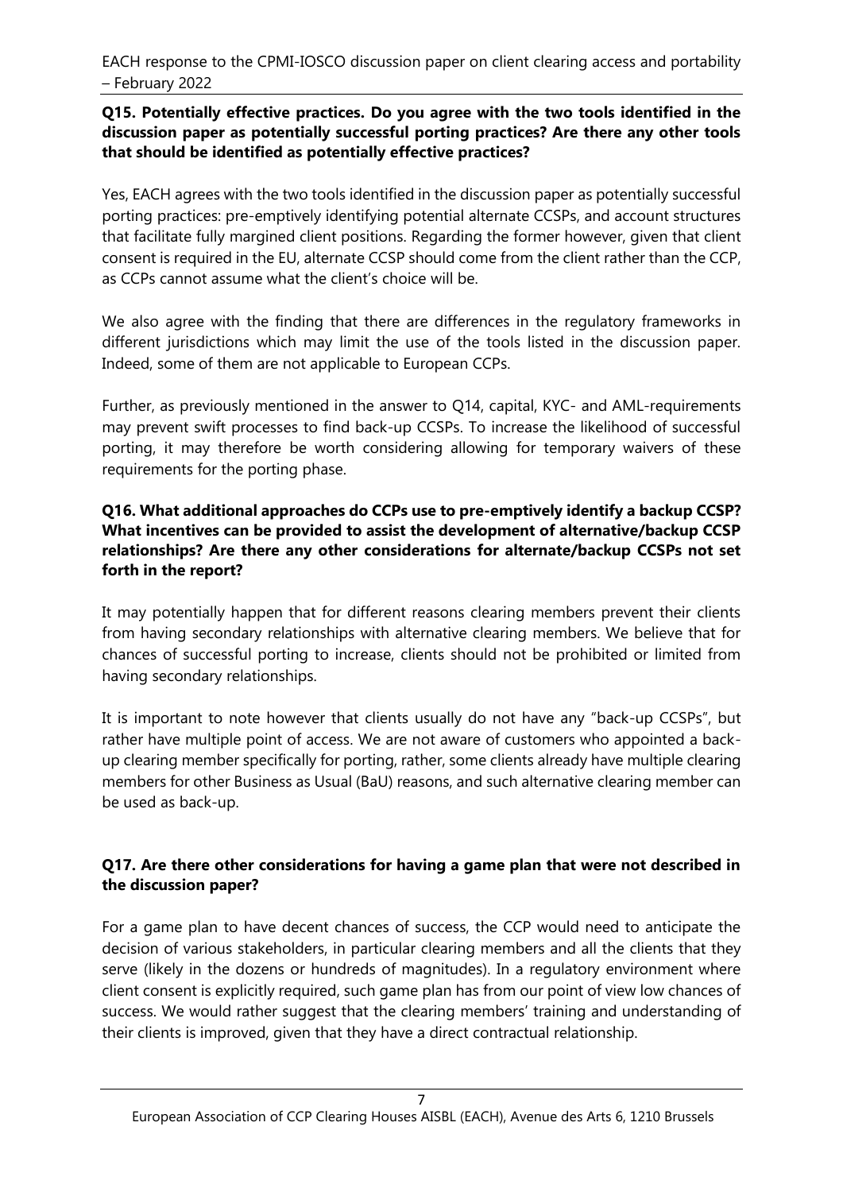**Q15. Potentially effective practices. Do you agree with the two tools identified in the discussion paper as potentially successful porting practices? Are there any other tools that should be identified as potentially effective practices?**

Yes, EACH agrees with the two tools identified in the discussion paper as potentially successful porting practices: pre-emptively identifying potential alternate CCSPs, and account structures that facilitate fully margined client positions. Regarding the former however, given that client consent is required in the EU, alternate CCSP should come from the client rather than the CCP, as CCPs cannot assume what the client's choice will be.

We also agree with the finding that there are differences in the regulatory frameworks in different jurisdictions which may limit the use of the tools listed in the discussion paper. Indeed, some of them are not applicable to European CCPs.

Further, as previously mentioned in the answer to Q14, capital, KYC- and AML-requirements may prevent swift processes to find back-up CCSPs. To increase the likelihood of successful porting, it may therefore be worth considering allowing for temporary waivers of these requirements for the porting phase.

**Q16. What additional approaches do CCPs use to pre-emptively identify a backup CCSP? What incentives can be provided to assist the development of alternative/backup CCSP relationships? Are there any other considerations for alternate/backup CCSPs not set forth in the report?**

It may potentially happen that for different reasons clearing members prevent their clients from having secondary relationships with alternative clearing members. We believe that for chances of successful porting to increase, clients should not be prohibited or limited from having secondary relationships.

It is important to note however that clients usually do not have any "back-up CCSPs", but rather have multiple point of access. We are not aware of customers who appointed a back-up clearing member specifically for porting, rather, some clients already have multiple clearing members for other Business as Usual (BaU) reasons, and such alternative clearing member can be used as back-up.

**Q17. Are there other considerations for having a game plan that were not described in the discussion paper?**

For a game plan to have decent chances of success, the CCP would need to anticipate the decision of various stakeholders, in particular clearing members and all the clients that they serve (likely in the dozens or hundreds of magnitudes). In a regulatory environment where client consent is explicitly required, such game plan has from our point of view low chances of success. We would rather suggest that the clearing members' training and understanding of their clients is improved, given that they have a direct contractual relationship.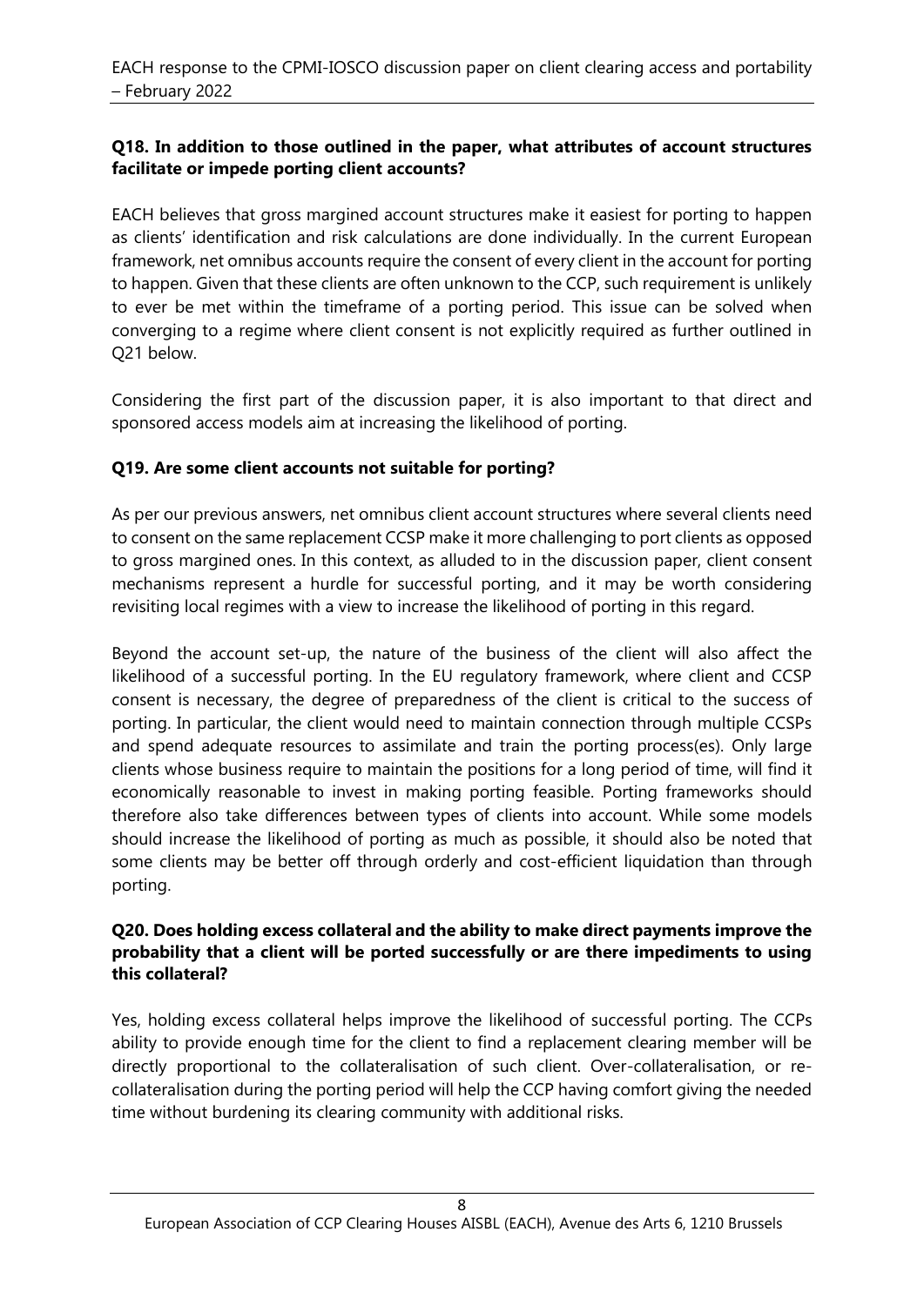**Q18. In addition to those outlined in the paper, what attributes of account structures facilitate or impede porting client accounts?**

EACH believes that gross margined account structures make it easiest for porting to happen as clients' identification and risk calculations are done individually. In the current European framework, net omnibus accounts require the consent of every client in the account for porting to happen. Given that these clients are often unknown to the CCP, such requirement is unlikely to ever be met within the timeframe of a porting period. This issue can be solved when converging to a regime where client consent is not explicitly required as further outlined in Q21 below.

Considering the first part of the discussion paper, it is also important to that direct and sponsored access models aim at increasing the likelihood of porting.

**Q19. Are some client accounts not suitable for porting?**

As per our previous answers, net omnibus client account structures where several clients need to consent on the same replacement CCSP make it more challenging to port clients as opposed to gross margined ones. In this context, as alluded to in the discussion paper, client consent mechanisms represent a hurdle for successful porting, and it may be worth considering revisiting local regimes with a view to increase the likelihood of porting in this regard.

Beyond the account set-up, the nature of the business of the client will also affect the likelihood of a successful porting. In the EU regulatory framework, where client and CCSP consent is necessary, the degree of preparedness of the client is critical to the success of porting. In particular, the client would need to maintain connection through multiple CCSPs and spend adequate resources to assimilate and train the porting process(es). Only large clients whose business require to maintain the positions for a long period of time, will find it economically reasonable to invest in making porting feasible. Porting frameworks should therefore also take differences between types of clients into account. While some models should increase the likelihood of porting as much as possible, it should also be noted that some clients may be better off through orderly and cost-efficient liquidation than through porting.

**Q20. Does holding excess collateral and the ability to make direct payments improve the probability that a client will be ported successfully or are there impediments to using this collateral?**

Yes, holding excess collateral helps improve the likelihood of successful porting. The CCPs ability to provide enough time for the client to find a replacement clearing member will be directly proportional to the collateralisation of such client. Over-collateralisation, or re-collateralisation during the porting period will help the CCP having comfort giving the needed time without burdening its clearing community with additional risks.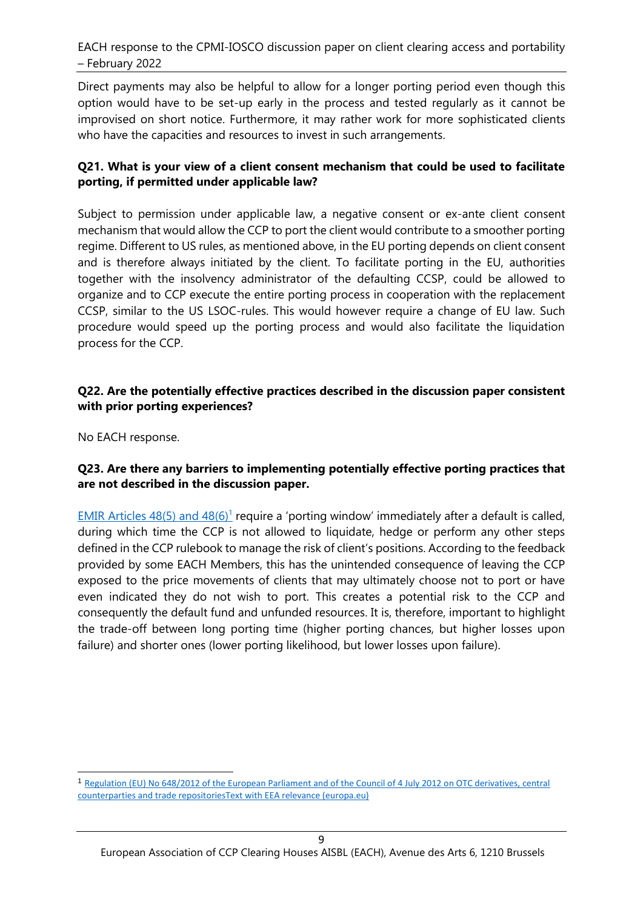Direct payments may also be helpful to allow for a longer porting period even though this option would have to be set-up early in the process and tested regularly as it cannot be improvised on short notice. Furthermore, it may rather work for more sophisticated clients who have the capacities and resources to invest in such arrangements.

**Q21. What is your view of a client consent mechanism that could be used to facilitate porting, if permitted under applicable law?**

Subject to permission under applicable law, a negative consent or ex-ante client consent mechanism that would allow the CCP to port the client would contribute to a smoother porting regime. Different to US rules, as mentioned above, in the EU porting depends on client consent and is therefore always initiated by the client. To facilitate porting in the EU, authorities together with the insolvency administrator of the defaulting CCSP, could be allowed to organize and to CCP execute the entire porting process in cooperation with the replacement CCSP, similar to the US LSOC-rules. This would however require a change of EU law. Such procedure would speed up the porting process and would also facilitate the liquidation process for the CCP.

**Q22. Are the potentially effective practices described in the discussion paper consistent with prior porting experiences?**

No EACH response.

**Q23. Are there any barriers to implementing potentially effective porting practices that are not described in the discussion paper.**

EMIR Articles 48(5) and 48(6)[1] require a 'porting window' immediately after a default is called, during which time the CCP is not allowed to liquidate, hedge or perform any other steps defined in the CCP rulebook to manage the risk of client's positions. According to the feedback provided by some EACH Members, this has the unintended consequence of leaving the CCP exposed to the price movements of clients that may ultimately choose not to port or have even indicated they do not wish to port. This creates a potential risk to the CCP and consequently the default fund and unfunded resources. It is, therefore, important to highlight the trade-off between long porting time (higher porting chances, but higher losses upon failure) and shorter ones (lower porting likelihood, but lower losses upon failure).

[1] Regulation (EU) No 648/2012 of the European Parliament and of the Council of 4 July 2012 on OTC derivatives, central counterparties and trade repositoriesText with EEA relevance (europa.eu)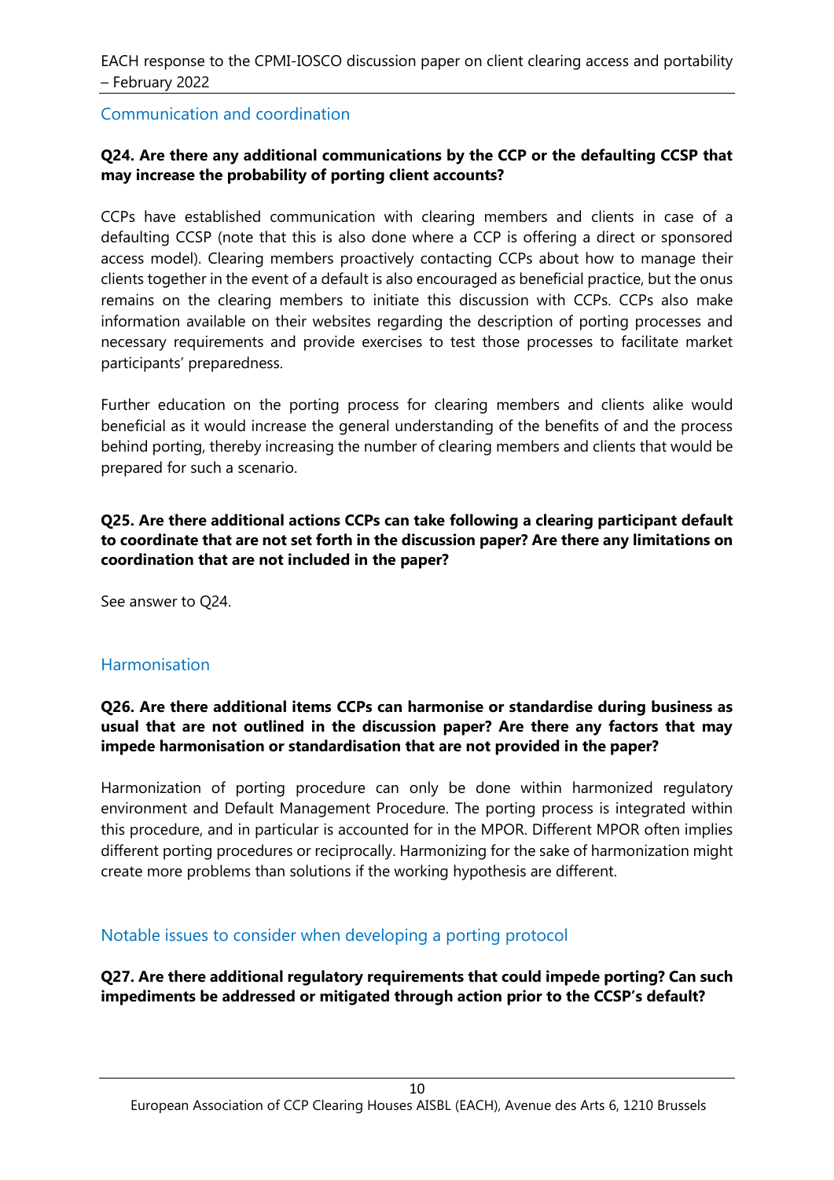## Communication and coordination

**Q24. Are there any additional communications by the CCP or the defaulting CCSP that may increase the probability of porting client accounts?**

CCPs have established communication with clearing members and clients in case of a defaulting CCSP (note that this is also done where a CCP is offering a direct or sponsored access model). Clearing members proactively contacting CCPs about how to manage their clients together in the event of a default is also encouraged as beneficial practice, but the onus remains on the clearing members to initiate this discussion with CCPs. CCPs also make information available on their websites regarding the description of porting processes and necessary requirements and provide exercises to test those processes to facilitate market participants' preparedness.

Further education on the porting process for clearing members and clients alike would beneficial as it would increase the general understanding of the benefits of and the process behind porting, thereby increasing the number of clearing members and clients that would be prepared for such a scenario.

**Q25. Are there additional actions CCPs can take following a clearing participant default to coordinate that are not set forth in the discussion paper? Are there any limitations on coordination that are not included in the paper?**

See answer to Q24.

## Harmonisation

**Q26. Are there additional items CCPs can harmonise or standardise during business as usual that are not outlined in the discussion paper? Are there any factors that may impede harmonisation or standardisation that are not provided in the paper?**

Harmonization of porting procedure can only be done within harmonized regulatory environment and Default Management Procedure. The porting process is integrated within this procedure, and in particular is accounted for in the MPOR. Different MPOR often implies different porting procedures or reciprocally. Harmonizing for the sake of harmonization might create more problems than solutions if the working hypothesis are different.

## Notable issues to consider when developing a porting protocol

**Q27. Are there additional regulatory requirements that could impede porting? Can such impediments be addressed or mitigated through action prior to the CCSP's default?**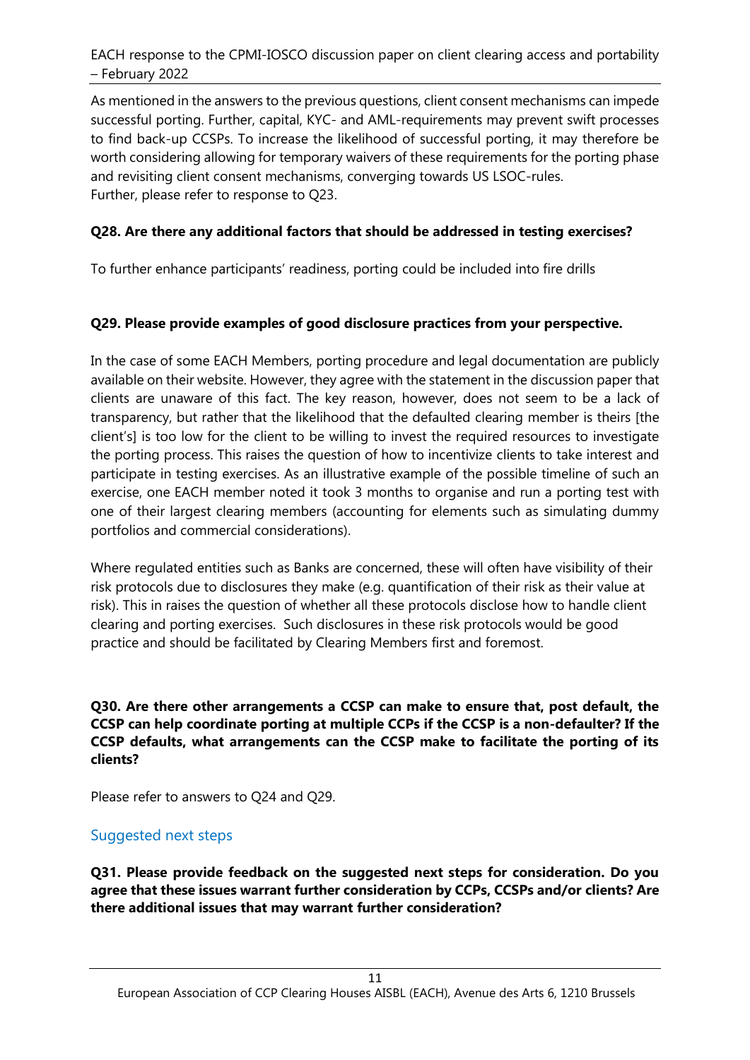As mentioned in the answers to the previous questions, client consent mechanisms can impede successful porting. Further, capital, KYC- and AML-requirements may prevent swift processes to find back-up CCSPs. To increase the likelihood of successful porting, it may therefore be worth considering allowing for temporary waivers of these requirements for the porting phase and revisiting client consent mechanisms, converging towards US LSOC-rules.
Further, please refer to response to Q23.

**Q28. Are there any additional factors that should be addressed in testing exercises?**

To further enhance participants' readiness, porting could be included into fire drills

**Q29. Please provide examples of good disclosure practices from your perspective.**

In the case of some EACH Members, porting procedure and legal documentation are publicly available on their website. However, they agree with the statement in the discussion paper that clients are unaware of this fact. The key reason, however, does not seem to be a lack of transparency, but rather that the likelihood that the defaulted clearing member is theirs [the client's] is too low for the client to be willing to invest the required resources to investigate the porting process. This raises the question of how to incentivize clients to take interest and participate in testing exercises. As an illustrative example of the possible timeline of such an exercise, one EACH member noted it took 3 months to organise and run a porting test with one of their largest clearing members (accounting for elements such as simulating dummy portfolios and commercial considerations).

Where regulated entities such as Banks are concerned, these will often have visibility of their risk protocols due to disclosures they make (e.g. quantification of their risk as their value at risk). This in raises the question of whether all these protocols disclose how to handle client clearing and porting exercises. Such disclosures in these risk protocols would be good practice and should be facilitated by Clearing Members first and foremost.

**Q30. Are there other arrangements a CCSP can make to ensure that, post default, the CCSP can help coordinate porting at multiple CCPs if the CCSP is a non-defaulter? If the CCSP defaults, what arrangements can the CCSP make to facilitate the porting of its clients?**

Please refer to answers to Q24 and Q29.

## Suggested next steps

**Q31. Please provide feedback on the suggested next steps for consideration. Do you agree that these issues warrant further consideration by CCPs, CCSPs and/or clients? Are there additional issues that may warrant further consideration?**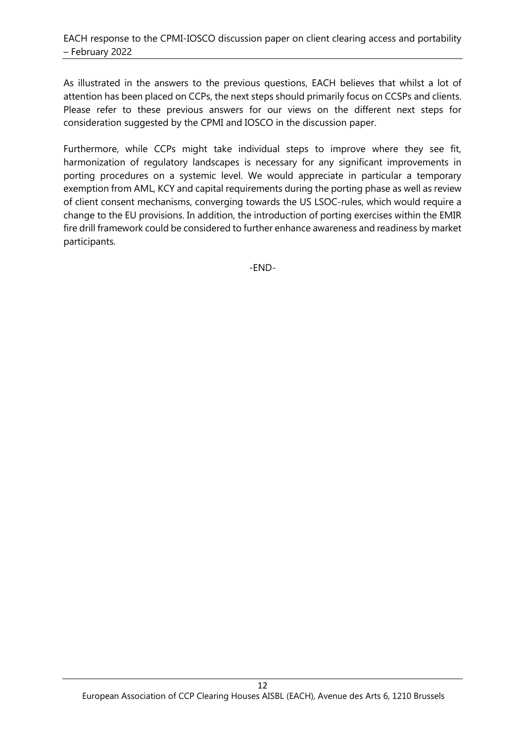As illustrated in the answers to the previous questions, EACH believes that whilst a lot of attention has been placed on CCPs, the next steps should primarily focus on CCSPs and clients. Please refer to these previous answers for our views on the different next steps for consideration suggested by the CPMI and IOSCO in the discussion paper.

Furthermore, while CCPs might take individual steps to improve where they see fit, harmonization of regulatory landscapes is necessary for any significant improvements in porting procedures on a systemic level. We would appreciate in particular a temporary exemption from AML, KCY and capital requirements during the porting phase as well as review of client consent mechanisms, converging towards the US LSOC-rules, which would require a change to the EU provisions. In addition, the introduction of porting exercises within the EMIR fire drill framework could be considered to further enhance awareness and readiness by market participants.

-END-